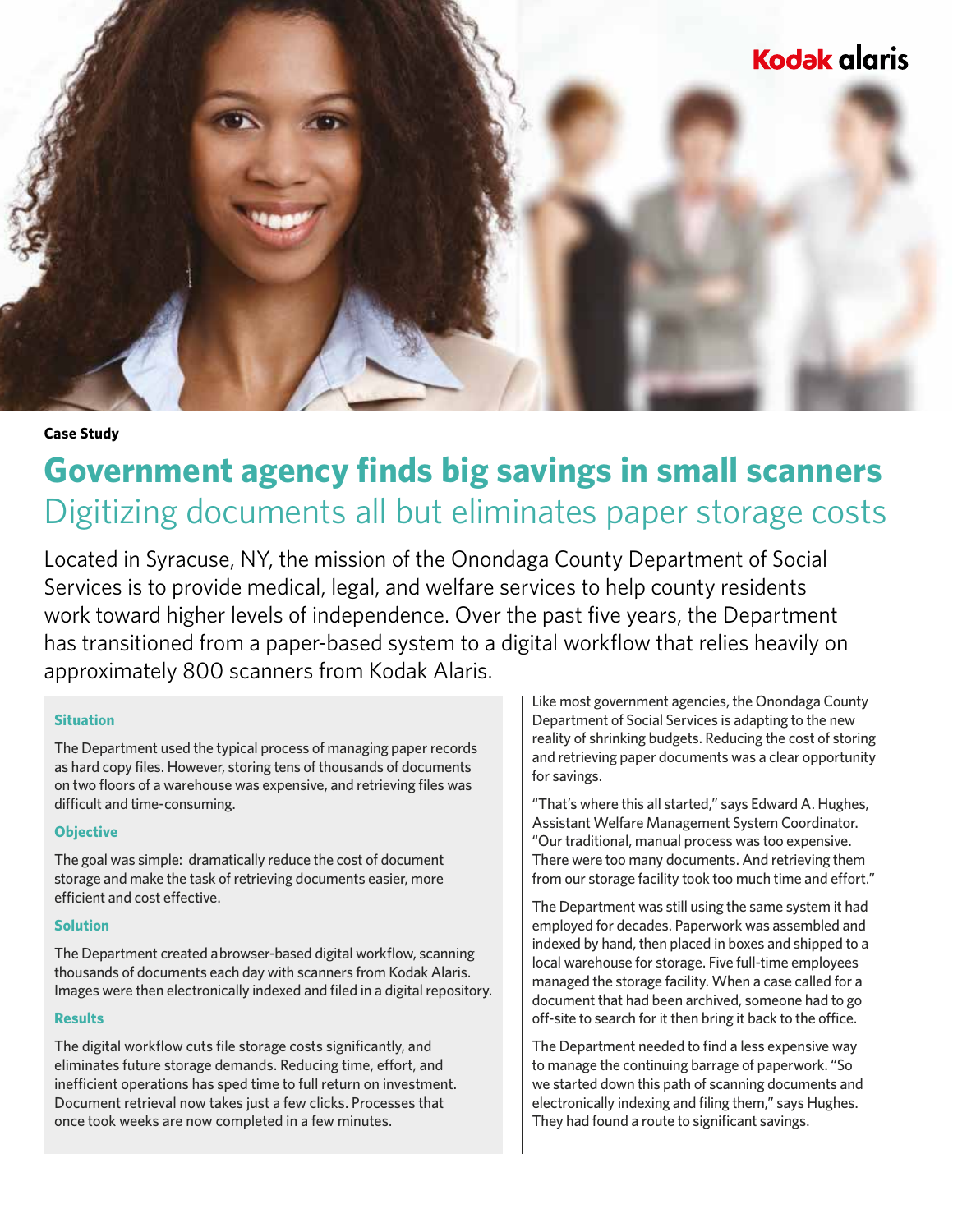Kodak alaris

**Case Study**

# Government agency finds big savings in small scanners

## Digitizing documents all but eliminates paper storage costs

Located in Syracuse, NY, the mission of the Onondaga County Department of Social Services is to provide medical, legal, and welfare services to help county residents work toward higher levels of independence. Over the past five years, the Department has transitioned from a paper-based system to a digital workflow that relies heavily on approximately 800 scanners from Kodak Alaris.

### Situation

The Department used the typical process of managing paper records as hard copy files. However, storing tens of thousands of documents on two floors of a warehouse was expensive, and retrieving files was difficult and time-consuming.

### Objective

The goal was simple: dramatically reduce the cost of document storage and make the task of retrieving documents easier, more efficient and cost effective.

### Solution

The Department created a browser-based digital workflow, scanning thousands of documents each day with scanners from Kodak Alaris. Images were then electronically indexed and filed in a digital repository.

### Results

The digital workflow cuts file storage costs significantly, and eliminates future storage demands. Reducing time, effort, and inefficient operations has sped time to full return on investment. Document retrieval now takes just a few clicks. Processes that once took weeks are now completed in a few minutes.

Like most government agencies, the Onondaga County Department of Social Services is adapting to the new reality of shrinking budgets. Reducing the cost of storing and retrieving paper documents was a clear opportunity for savings.

"That's where this all started," says Edward A. Hughes, Assistant Welfare Management System Coordinator. "Our traditional, manual process was too expensive. There were too many documents. And retrieving them from our storage facility took too much time and effort."

The Department was still using the same system it had employed for decades. Paperwork was assembled and indexed by hand, then placed in boxes and shipped to a local warehouse for storage. Five full-time employees managed the storage facility. When a case called for a document that had been archived, someone had to go off-site to search for it then bring it back to the office.

The Department needed to find a less expensive way to manage the continuing barrage of paperwork. "So we started down this path of scanning documents and electronically indexing and filing them," says Hughes. They had found a route to significant savings.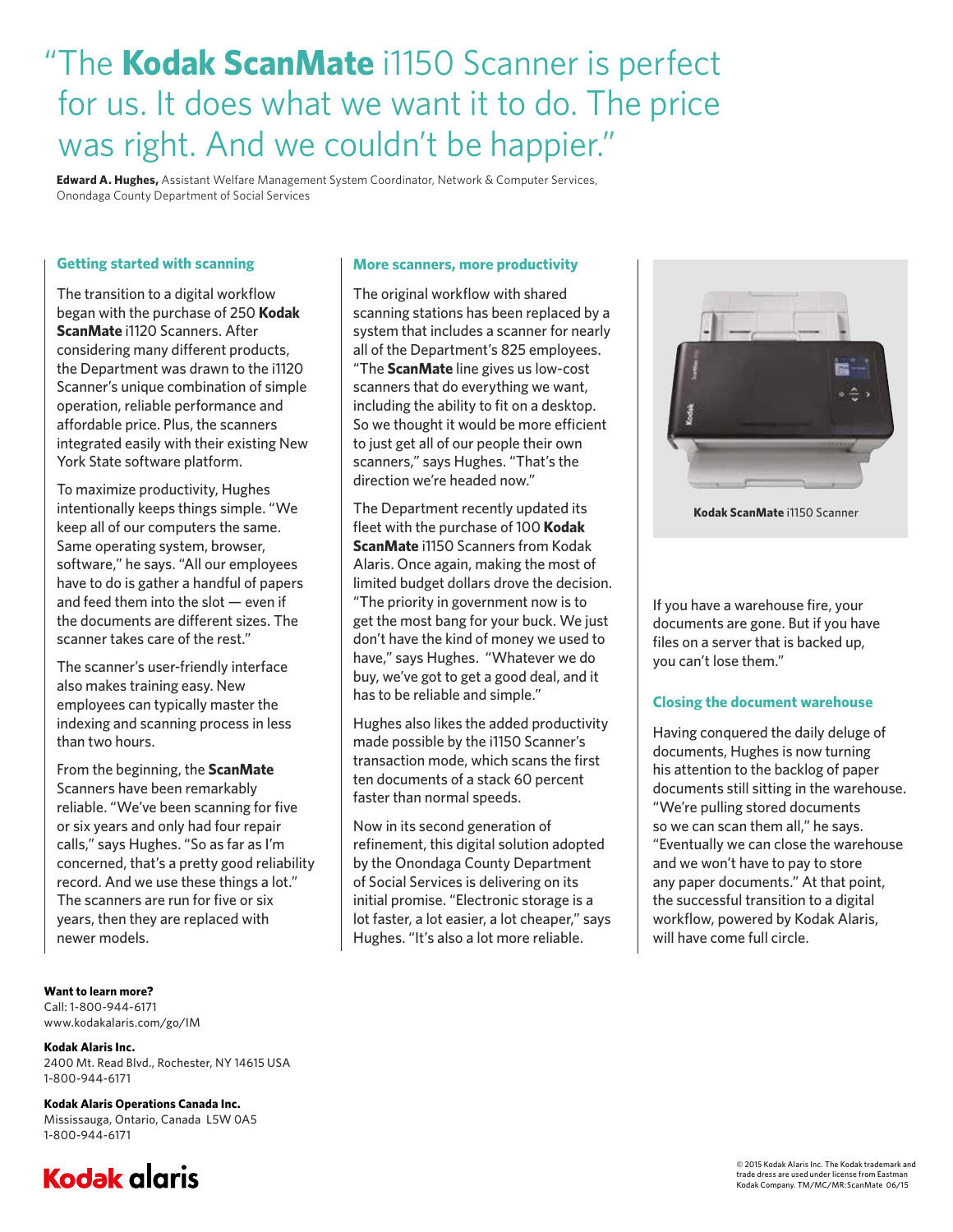# "The **Kodak ScanMate** i1150 Scanner is perfect for us. It does what we want it to do. The price was right. And we couldn't be happier."

**Edward A. Hughes,** Assistant Welfare Management System Coordinator, Network & Computer Services, Onondaga County Department of Social Services

### Getting started with scanning

The transition to a digital workflow began with the purchase of 250 **Kodak ScanMate** i1120 Scanners. After considering many different products, the Department was drawn to the i1120 Scanner's unique combination of simple operation, reliable performance and affordable price. Plus, the scanners integrated easily with their existing New York State software platform.

To maximize productivity, Hughes intentionally keeps things simple. "We keep all of our computers the same. Same operating system, browser, software," he says. "All our employees have to do is gather a handful of papers and feed them into the slot — even if the documents are different sizes. The scanner takes care of the rest."

The scanner's user-friendly interface also makes training easy. New employees can typically master the indexing and scanning process in less than two hours.

From the beginning, the **ScanMate** Scanners have been remarkably reliable. "We've been scanning for five or six years and only had four repair calls," says Hughes. "So as far as I'm concerned, that's a pretty good reliability record. And we use these things a lot." The scanners are run for five or six years, then they are replaced with newer models.

### More scanners, more productivity

The original workflow with shared scanning stations has been replaced by a system that includes a scanner for nearly all of the Department's 825 employees. "The **ScanMate** line gives us low-cost scanners that do everything we want, including the ability to fit on a desktop. So we thought it would be more efficient to just get all of our people their own scanners," says Hughes. "That's the direction we're headed now."

The Department recently updated its fleet with the purchase of 100 **Kodak ScanMate** i1150 Scanners from Kodak Alaris. Once again, making the most of limited budget dollars drove the decision. "The priority in government now is to get the most bang for your buck. We just don't have the kind of money we used to have," says Hughes. "Whatever we do buy, we've got to get a good deal, and it has to be reliable and simple."

Hughes also likes the added productivity made possible by the i1150 Scanner's transaction mode, which scans the first ten documents of a stack 60 percent faster than normal speeds.

Now in its second generation of refinement, this digital solution adopted by the Onondaga County Department of Social Services is delivering on its initial promise. "Electronic storage is a lot faster, a lot easier, a lot cheaper," says Hughes. "It's also a lot more reliable. If you have a warehouse fire, your documents are gone. But if you have files on a server that is backed up, you can't lose them."

**Kodak ScanMate** i1150 Scanner

### Closing the document warehouse

Having conquered the daily deluge of documents, Hughes is now turning his attention to the backlog of paper documents still sitting in the warehouse. "We're pulling stored documents so we can scan them all," he says. "Eventually we can close the warehouse and we won't have to pay to store any paper documents." At that point, the successful transition to a digital workflow, powered by Kodak Alaris, will have come full circle.

**Want to learn more?**
Call: 1-800-944-6171
www.kodakalaris.com/go/IM

**Kodak Alaris Inc.**
2400 Mt. Read Blvd., Rochester, NY 14615 USA
1-800-944-6171

**Kodak Alaris Operations Canada Inc.**
Mississauga, Ontario, Canada L5W 0A5
1-800-944-6171

Kodak alaris

© 2015 Kodak Alaris Inc. The Kodak trademark and trade dress are used under license from Eastman Kodak Company. TM/MC/MR: ScanMate 06/15